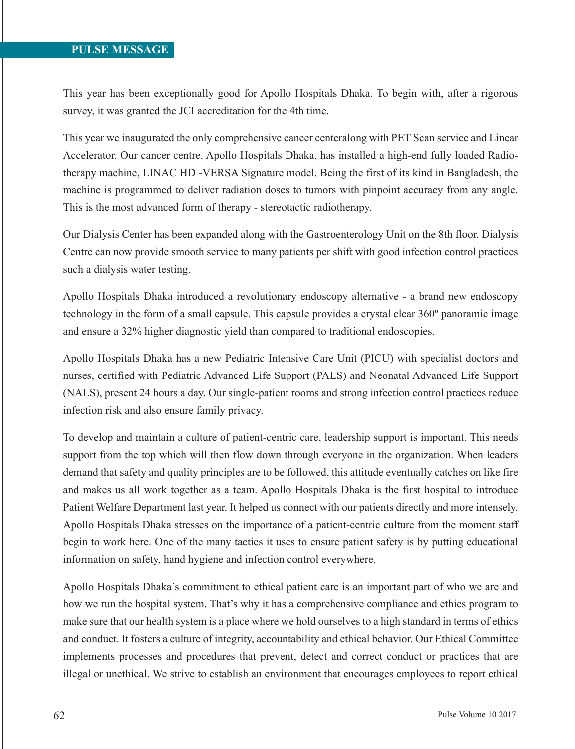## PULSE MESSAGE

This year has been exceptionally good for Apollo Hospitals Dhaka. To begin with, after a rigorous survey, it was granted the JCI accreditation for the 4th time.

This year we inaugurated the only comprehensive cancer centeralong with PET Scan service and Linear Accelerator. Our cancer centre. Apollo Hospitals Dhaka, has installed a high-end fully loaded Radio-therapy machine, LINAC HD -VERSA Signature model. Being the first of its kind in Bangladesh, the machine is programmed to deliver radiation doses to tumors with pinpoint accuracy from any angle. This is the most advanced form of therapy - stereotactic radiotherapy.

Our Dialysis Center has been expanded along with the Gastroenterology Unit on the 8th floor. Dialysis Centre can now provide smooth service to many patients per shift with good infection control practices such a dialysis water testing.

Apollo Hospitals Dhaka introduced a revolutionary endoscopy alternative - a brand new endoscopy technology in the form of a small capsule. This capsule provides a crystal clear 360º panoramic image and ensure a 32% higher diagnostic yield than compared to traditional endoscopies.

Apollo Hospitals Dhaka has a new Pediatric Intensive Care Unit (PICU) with specialist doctors and nurses, certified with Pediatric Advanced Life Support (PALS) and Neonatal Advanced Life Support (NALS), present 24 hours a day. Our single-patient rooms and strong infection control practices reduce infection risk and also ensure family privacy.

To develop and maintain a culture of patient-centric care, leadership support is important. This needs support from the top which will then flow down through everyone in the organization. When leaders demand that safety and quality principles are to be followed, this attitude eventually catches on like fire and makes us all work together as a team. Apollo Hospitals Dhaka is the first hospital to introduce Patient Welfare Department last year. It helped us connect with our patients directly and more intensely. Apollo Hospitals Dhaka stresses on the importance of a patient-centric culture from the moment staff begin to work here. One of the many tactics it uses to ensure patient safety is by putting educational information on safety, hand hygiene and infection control everywhere.

Apollo Hospitals Dhaka's commitment to ethical patient care is an important part of who we are and how we run the hospital system. That's why it has a comprehensive compliance and ethics program to make sure that our health system is a place where we hold ourselves to a high standard in terms of ethics and conduct. It fosters a culture of integrity, accountability and ethical behavior. Our Ethical Committee implements processes and procedures that prevent, detect and correct conduct or practices that are illegal or unethical. We strive to establish an environment that encourages employees to report ethical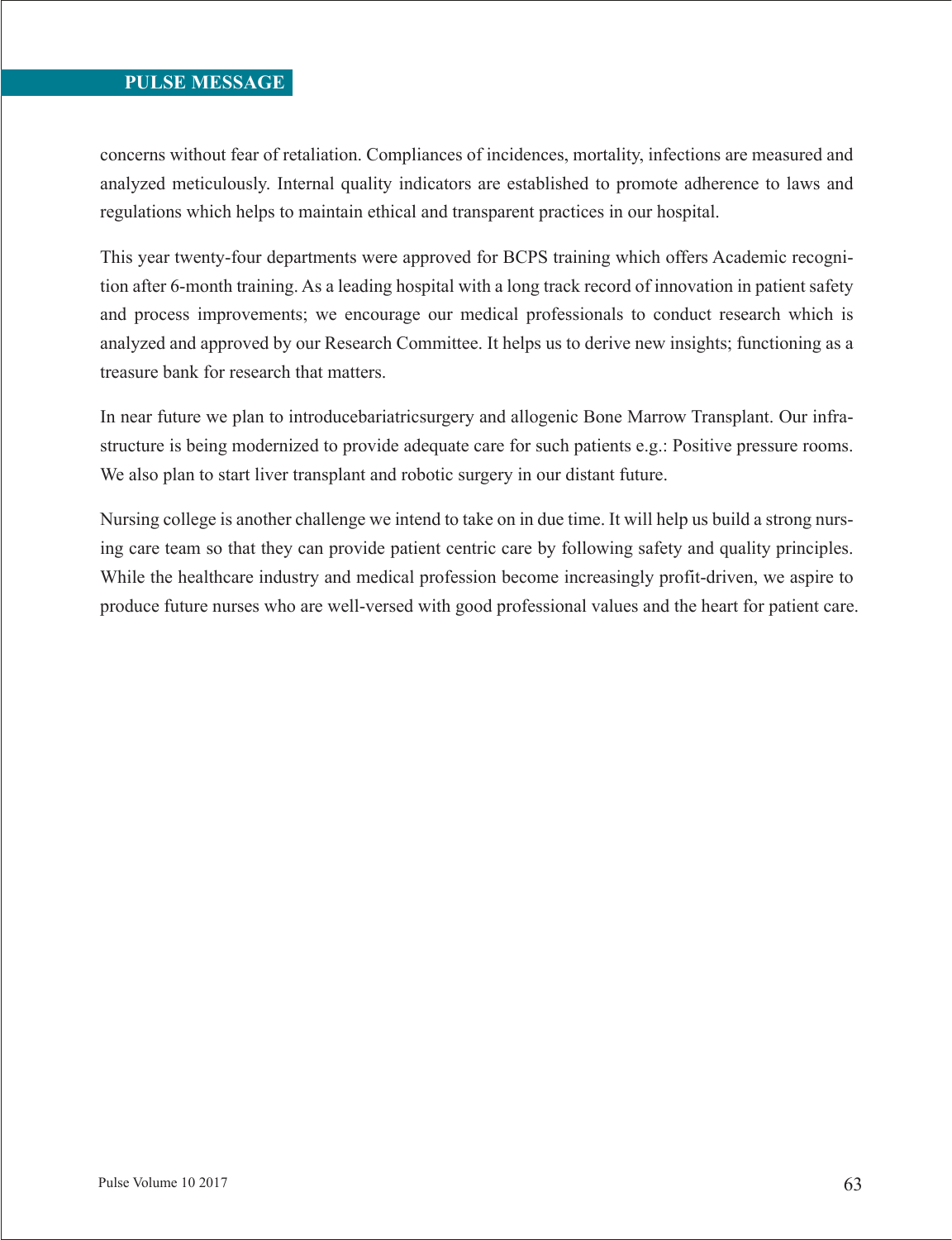concerns without fear of retaliation. Compliances of incidences, mortality, infections are measured and analyzed meticulously. Internal quality indicators are established to promote adherence to laws and regulations which helps to maintain ethical and transparent practices in our hospital.

This year twenty-four departments were approved for BCPS training which offers Academic recognition after 6-month training. As a leading hospital with a long track record of innovation in patient safety and process improvements; we encourage our medical professionals to conduct research which is analyzed and approved by our Research Committee. It helps us to derive new insights; functioning as a treasure bank for research that matters.

In near future we plan to introducebariatricsurgery and allogenic Bone Marrow Transplant. Our infrastructure is being modernized to provide adequate care for such patients e.g.: Positive pressure rooms. We also plan to start liver transplant and robotic surgery in our distant future.

Nursing college is another challenge we intend to take on in due time. It will help us build a strong nursing care team so that they can provide patient centric care by following safety and quality principles. While the healthcare industry and medical profession become increasingly profit-driven, we aspire to produce future nurses who are well-versed with good professional values and the heart for patient care.